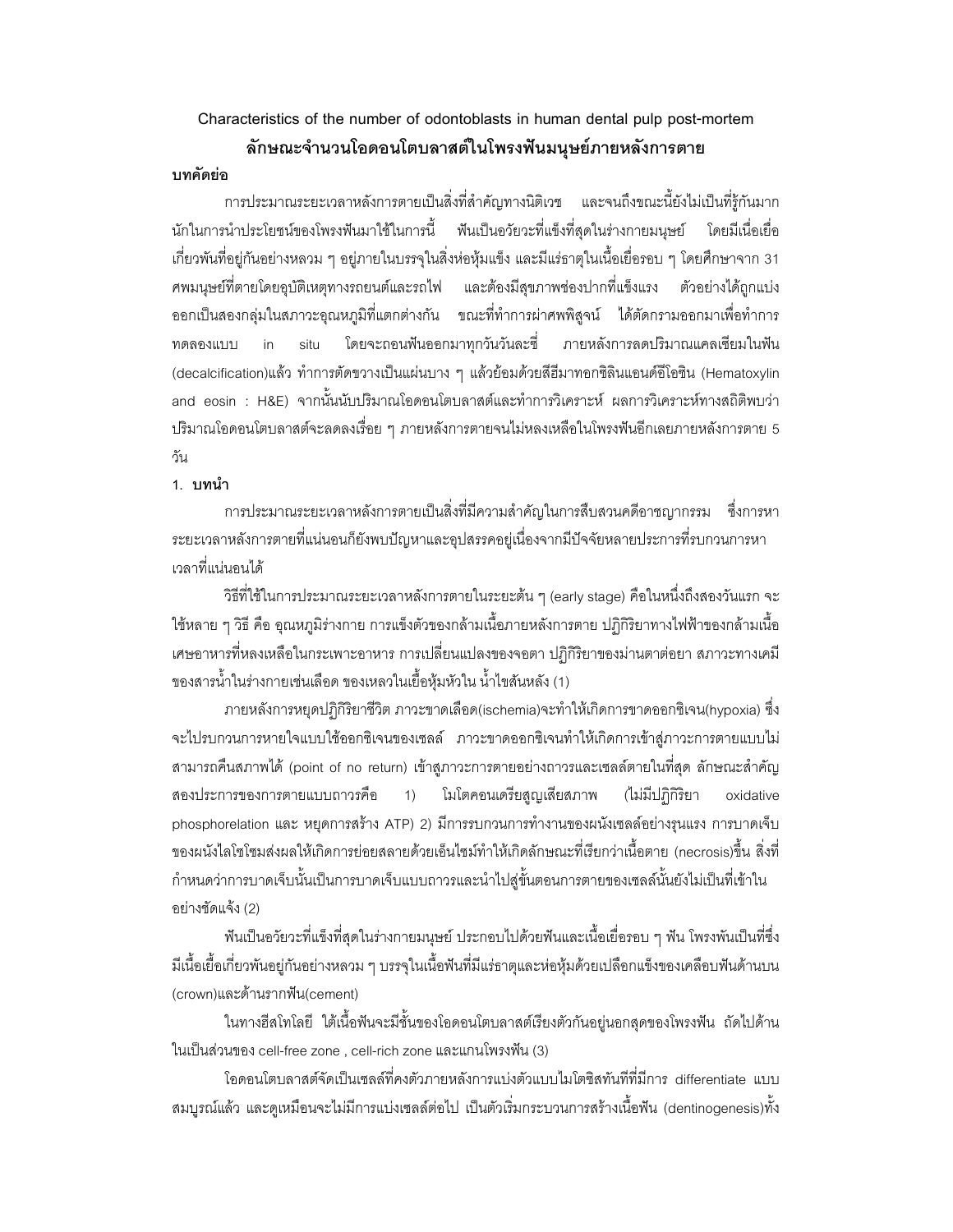# Characteristics of the number of odontoblasts in human dental pulp post-mortem

# ลักษณะจำนวนโอดอนโตบลาสต์ในโพรงฟันมนุษย์ภายหลังการตาย

## บทคัดย่อ

การประมาณระยะเวลาหลังการตายเป็นสิ่งที่สำคัญทางนิติเวช และจนถึงขณะนี้ยังไม่เป็นที่รู้กันมากนักในการนำประโยชน์ของโพรงฟันมาใช้ในการนี้ ฟันเป็นอวัยวะที่แข็งที่สุดในร่างกายมนุษย์ โดยมีเนื้อเยื่อเกี่ยวพันที่อยู่กันอย่างหลวม ๆ อยู่ภายในบรรจุในสิ่งห่อหุ้มแข็ง และมีแร่ธาตุในเนื้อเยื่อรอบ ๆ โดยศึกษาจาก 31 ศพมนุษย์ที่ตายโดยอุบัติเหตุทางรถยนต์และรถไฟ และต้องมีสุขภาพช่องปากที่แข็งแรง ตัวอย่างได้ถูกแบ่งออกเป็นสองกลุ่มในสภาวะอุณหภูมิที่แตกต่างกัน ขณะที่ทำการผ่าศพพิสูจน์ ได้ตัดกรามออกมาเพื่อทำการทดลองแบบ in situ โดยจะถอนฟันออกมาทุกวันวันละซี่ ภายหลังการลดปริมาณแคลเซียมในฟัน (decalcification)แล้ว ทำการตัดขวางเป็นแผ่นบาง ๆ แล้วย้อมด้วยสีฮีมาทอกซิลินแอนด์อีโอซิน (Hematoxylin and eosin : H&E) จากนั้นนับปริมาณโอดอนโตบลาสต์และทำการวิเคราะห์ ผลการวิเคราะห์ทางสถิติพบว่าปริมาณโอดอนโตบลาสต์จะลดลงเรื่อย ๆ ภายหลังการตายจนไม่หลงเหลือในโพรงฟันอีกเลยภายหลังการตาย 5 วัน

## 1. บทนำ

การประมาณระยะเวลาหลังการตายเป็นสิ่งที่มีความสำคัญในการสืบสวนคดีอาชญากรรม ซึ่งการหาระยะเวลาหลังการตายที่แน่นอนก็ยังพบปัญหาและอุปสรรคอยู่เนื่องจากมีปัจจัยหลายประการที่รบกวนการหาเวลาที่แน่นอนได้

วิธีที่ใช้ในการประมาณระยะเวลาหลังการตายในระยะต้น ๆ (early stage) คือในหนึ่งถึงสองวันแรก จะใช้หลาย ๆ วิธี คือ อุณหภูมิร่างกาย การแข็งตัวของกล้ามเนื้อภายหลังการตาย ปฏิกิริยาทางไฟฟ้าของกล้ามเนื้อ เศษอาหารที่หลงเหลือในกระเพาะอาหาร การเปลี่ยนแปลงของจอตา ปฏิกิริยาของม่านตาต่อยา สภาวะทางเคมีของสารน้ำในร่างกายเช่นเลือด ของเหลวในเยื้อหุ้มหัวใน น้ำไขสันหลัง (1)

ภายหลังการหยุดปฏิกิริยาชีวิต ภาวะขาดเลือด(ischemia)จะทำให้เกิดการขาดออกซิเจน(hypoxia) ซึ่งจะไปรบกวนการหายใจแบบใช้ออกซิเจนของเซลล์ ภาวะขาดออกซิเจนทำให้เกิดการเข้าสู่ภาวะการตายแบบไม่สามารถคืนสภาพได้ (point of no return) เข้าสู่ภาวะการตายอย่างถาวรและเซลล์ตายในที่สุด ลักษณะสำคัญสองประการของการตายแบบถาวรคือ 1) ไมโตคอนเดรียสูญเสียสภาพ (ไม่มีปฏิกิริยา oxidative phosphorelation และ หยุดการสร้าง ATP) 2) มีการรบกวนการทำงานของผนังเซลล์อย่างรุนแรง การบาดเจ็บของผนังไลโซโซมส่งผลให้เกิดการย่อยสลายด้วยเอ็นไซม์ทำให้เกิดลักษณะที่เรียกว่าเนื้อตาย (necrosis)ขึ้น สิ่งที่กำหนดว่าการบาดเจ็บนั้นเป็นการบาดเจ็บแบบถาวรและนำไปสู่ขั้นตอนการตายของเซลล์นั้นยังไม่เป็นที่เข้าในอย่างชัดแจ้ง (2)

ฟันเป็นอวัยวะที่แข็งที่สุดในร่างกายมนุษย์ ประกอบไปด้วยฟันและเนื้อเยื่อรอบ ๆ ฟัน โพรงพันเป็นที่ซึ่งมีเนื้อเยื่อเกี่ยวพันอยู่กันอย่างหลวม ๆ บรรจุในเนื้อฟันที่มีแร่ธาตุและห่อหุ้มด้วยเปลือกแข็งของเคลือบฟันด้านบน (crown)และด้านรากฟัน(cement)

ในทางฮีสโทโลยี ใต้เนื้อฟันจะมีชั้นของโอดอนโตบลาสต์เรียงตัวกันอยู่นอกสุดของโพรงฟัน ถัดไปด้านในเป็นส่วนของ cell-free zone , cell-rich zone และแกนโพรงฟัน (3)

โอดอนโตบลาสต์จัดเป็นเซลล์ที่คงตัวภายหลังการแบ่งตัวแบบไมโตซิสทันทีที่มีการ differentiate แบบสมบูรณ์แล้ว และดูเหมือนจะไม่มีการแบ่งเซลล์ต่อไป เป็นตัวเริ่มกระบวนการสร้างเนื้อฟัน (dentinogenesis)ทั้ง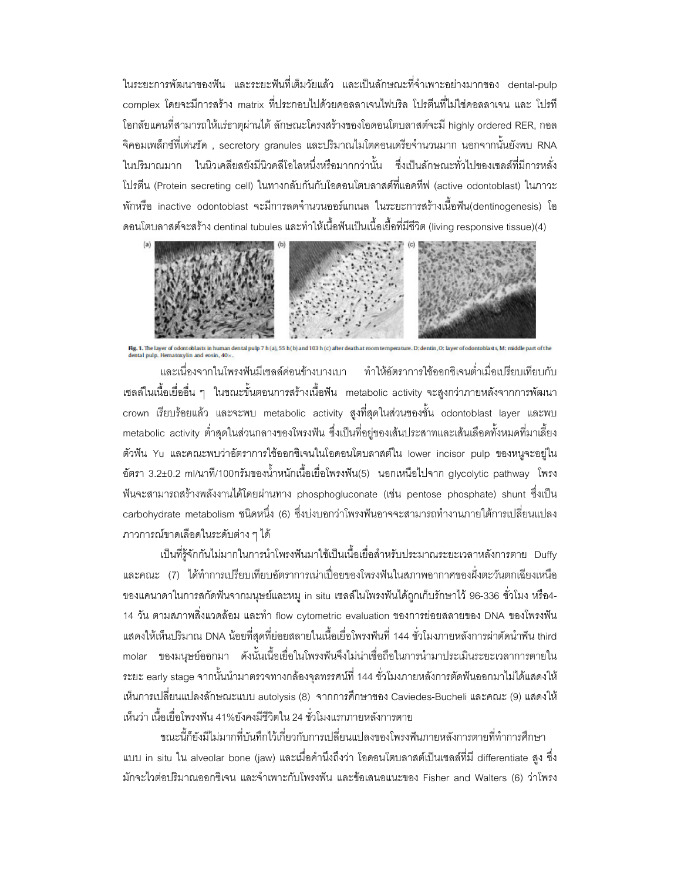ในระยะการพัฒนาของฟัน และระยะฟันที่เต็มวัยแล้ว และเป็นลักษณะที่จำเพาะอย่างมากของ dental-pulp complex โดยจะมีการสร้าง matrix ที่ประกอบไปด้วยคอลลาเจนไฟบริล โปรตีนที่ไม่ใช่คอลลาเจน และ โปรทีโอกลัยแคนที่สามารถให้แร่ธาตุผ่านได้ ลักษณะโครงสร้างของโอดอนโตบลาสต์จะมี highly ordered RER, กอลจิคอมเพล็กซ์ที่เด่นชัด , secretory granules และปริมาณไมโตคอนเดรียจำนวนมาก นอกจากนั้นยังพบ RNA ในปริมาณมาก ในนิวเคลียสยังมีนิวคลีโอไลหนึ่งหรือมากกว่านั้น ซึ่งเป็นลักษณะทั่วไปของเซลล์ที่มีการหลั่งโปรตีน (Protein secreting cell) ในทางกลับกันกับโอดอนโตบลาสต์ที่แอคทีฟ (active odontoblast) ในภาวะพักหรือ inactive odontoblast จะมีการลดจำนวนออร์แกเนล ในระยะการสร้างเนื้อฟัน(dentinogenesis) โอดอนโตบลาสต์จะสร้าง dentinal tubules และทำให้เนื้อฟันเป็นเนื้อเยื่อที่มีชีวิต (living responsive tissue)(4)

**Fig. 1.** The layer of odontoblasts in human dental pulp 7 h (a), 55 h (b) and 103 h (c) after death at room temperature. D: dentin, O: layer of odontoblasts, M: middle part of the dental pulp. Hematoxylin and eosin, 40×.

และเนื่องจากในโพรงฟันมีเซลล์ค่อนข้างบางเบา ทำให้อัตราการใช้ออกซิเจนต่ำเมื่อเปรียบเทียบกับเซลล์ในเนื้อเยื่ออื่น ๆ ในขณะขั้นตอนการสร้างเนื้อฟัน metabolic activity จะสูงกว่าภายหลังจากการพัฒนา crown เรียบร้อยแล้ว และจะพบ metabolic activity สูงที่สุดในส่วนของชั้น odontoblast layer และพบ metabolic activity ต่ำสุดในส่วนกลางของโพรงฟัน ซึ่งเป็นที่อยู่ของเส้นประสาทและเส้นเลือดทั้งหมดที่มาเลี้ยงตัวฟัน Yu และคณะพบว่าอัตราการใช้ออกซิเจนในโอดอนโตบลาสต์ใน lower incisor pulp ของหนูจะอยู่ในอัตรา 3.2±0.2 ml/นาที/100กรัมของน้ำหนักเนื้อเยื่อโพรงฟัน(5) นอกเหนือไปจาก glycolytic pathway โพรงฟันจะสามารถสร้างพลังงานได้โดยผ่านทาง phosphogluconate (เช่น pentose phosphate) shunt ซึ่งเป็น carbohydrate metabolism ชนิดหนึ่ง (6) ซึ่งบ่งบอกว่าโพรงฟันอาจจะสามารถทำงานภายใต้การเปลี่ยนแปลงภาวการณ์ขาดเลือดในระดับต่าง ๆ ได้

เป็นที่รู้จักกันไม่มากในการนำโพรงฟันมาใช้เป็นเนื้อเยื่อสำหรับประมาณระยะเวลาหลังการตาย Duffy และคณะ (7) ได้ทำการเปรียบเทียบอัตราการเน่าเปื่อยของโพรงฟันในสภาพอากาศของฝั่งตะวันตกเฉียงเหนือของแคนาดาในการสกัดฟันจากมนุษย์และหมู in situ เซลล์ในโพรงฟันได้ถูกเก็บรักษาไว้ 96-336 ชั่วโมง หรือ4-14 วัน ตามสภาพสิ่งแวดล้อม และทำ flow cytometric evaluation ของการย่อยสลายของ DNA ของโพรงฟันแสดงให้เห็นปริมาณ DNA น้อยที่สุดที่ย่อยสลายในเนื้อเยื่อโพรงฟันที่ 144 ชั่วโมงภายหลังการผ่าตัดนำฟัน third molar ของมนุษย์ออกมา ดังนั้นเนื้อเยื่อในโพรงฟันจึงไม่น่าเชื่อถือในการนำมาประเมินระยะเวลาการตายในระยะ early stage จากนั้นนำมาตรวจทางกล้องจุลทรรศน์ที่ 144 ชั่วโมงภายหลังการตัดฟันออกมาไม่ได้แสดงให้เห็นการเปลี่ยนแปลงลักษณะแบบ autolysis (8) จากการศึกษาของ Caviedes-Bucheli และคณะ (9) แสดงให้เห็นว่า เนื้อเยื่อโพรงฟัน 41%ยังคงมีชีวิตใน 24 ชั่วโมงแรกภายหลังการตาย

ขณะนี้ก็ยังมีไม่มากที่บันทึกไว้เกี่ยวกับการเปลี่ยนแปลงของโพรงฟันภายหลังการตายที่ทำการศึกษาแบบ in situ ใน alveolar bone (jaw) และเมื่อคำนึงถึงว่า โอดอนโตบลาสต์เป็นเซลล์ที่มี differentiate สูง ซึ่งมักจะไวต่อปริมาณออกซิเจน และจำเพาะกับโพรงฟัน และข้อเสนอแนะของ Fisher and Walters (6) ว่าโพรง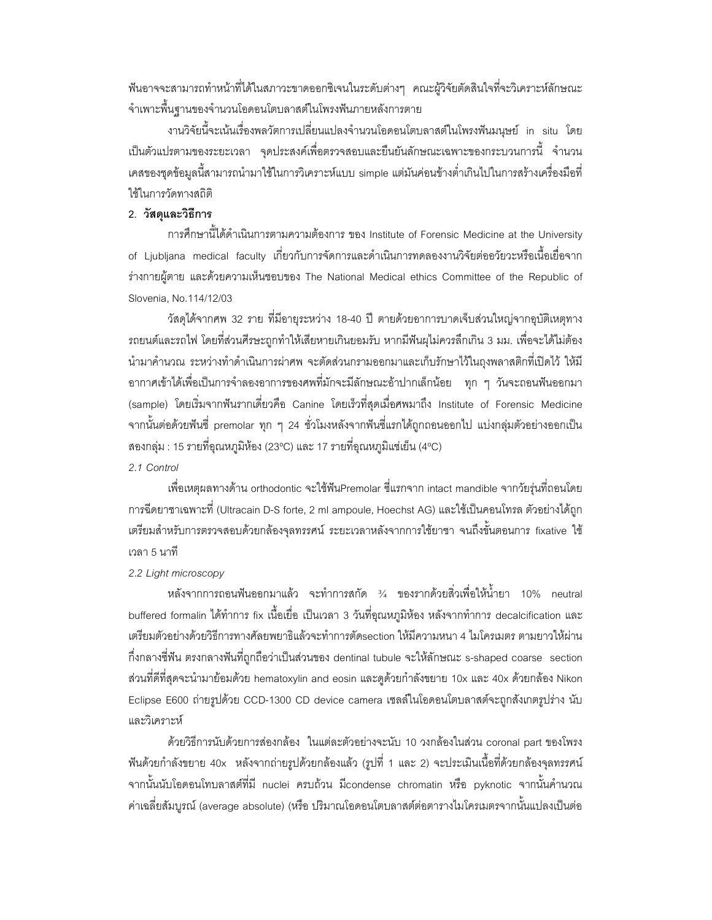ฟันอาจจะสามารถทำหน้าที่ได้ในสภาวะขาดออกซิเจนในระดับต่างๆ คณะผู้วิจัยตัดสินใจที่จะวิเคราะห์ลักษณะจำเพาะพื้นฐานของจำนวนโอดอนโตบลาสต์ในโพรงฟันภายหลังการตาย

งานวิจัยนี้จะเน้นเรื่องพลวัตการเปลี่ยนแปลงจำนวนโอดอนโตบลาสต์ในโพรงฟันมนุษย์ in situ โดยเป็นตัวแปรตามของระยะเวลา จุดประสงค์เพื่อตรวจสอบและยืนยันลักษณะเฉพาะของกระบวนการนี้ จำนวนเคสของชุดข้อมูลนี้สามารถนำมาใช้ในการวิเคราะห์แบบ simple แต่มันค่อนข้างต่ำเกินไปในการสร้างเครื่องมือที่ใช้ในการวัดทางสถิติ

## 2. วัสดุและวิธีการ

การศึกษานี้ได้ดำเนินการตามความต้องการ ของ Institute of Forensic Medicine at the University of Ljubljana medical faculty เกี่ยวกับการจัดการและดำเนินการทดลองงานวิจัยต่ออวัยวะหรือเนื้อเยื่อจากร่างกายผู้ตาย และด้วยความเห็นชอบของ The National Medical ethics Committee of the Republic of Slovenia, No.114/12/03

วัสดุได้จากศพ 32 ราย ที่มีอายุระหว่าง 18-40 ปี ตายด้วยอาการบาดเจ็บส่วนใหญ่จากอุบัติเหตุทางรถยนต์และรถไฟ โดยที่ส่วนศีรษะถูกทำให้เสียหายเกินยอมรับ หากมีฟันผุไม่ควรลึกเกิน 3 มม. เพื่อจะได้ไม่ต้องนำมาคำนวณ ระหว่างทำดำเนินการผ่าศพ จะตัดส่วนกรามออกมาและเก็บรักษาไว้ในถุงพลาสติกที่เปิดไว้ ให้มีอากาศเข้าได้เพื่อเป็นการจำลองอาการของศพที่มักจะมีลักษณะอ้าปากเล็กน้อย ทุก ๆ วันจะถอนฟันออกมา (sample) โดยเริ่มจากฟันรากเดี่ยวคือ Canine โดยเร็วที่สุดเมื่อศพมาถึง Institute of Forensic Medicine จากนั้นต่อด้วยฟันซี่ premolar ทุก ๆ 24 ชั่วโมงหลังจากฟันซี่แรกได้ถูกถอนออกไป แบ่งกลุ่มตัวอย่างออกเป็นสองกลุ่ม : 15 รายที่อุณหภูมิห้อง (23ºC) และ 17 รายที่อุณหภูมิแช่เย็น (4ºC)

### *2.1 Control*

เพื่อเหตุผลทางด้าน orthodontic จะใช้ฟันPremolar ซี่แรกจาก intact mandible จากวัยรุ่นที่ถอนโดยการฉีดยาชาเฉพาะที่ (Ultracain D-S forte, 2 ml ampoule, Hoechst AG) และใช้เป็นคอนโทรล ตัวอย่างได้ถูกเตรียมสำหรับการตรวจสอบด้วยกล้องจุลทรรศน์ ระยะเวลาหลังจากการใช้ยาชา จนถึงขั้นตอนการ fixative ใช้เวลา 5 นาที

### *2.2 Light microscopy*

หลังจากการถอนฟันออกมาแล้ว จะทำการสกัด ¾ ของรากด้วยสิ่วเพื่อให้น้ำยา 10% neutral buffered formalin ได้ทำการ fix เนื้อเยื่อ เป็นเวลา 3 วันที่อุณหภูมิห้อง หลังจากทำการ decalcification และเตรียมตัวอย่างด้วยวิธีการทางศัลยพยาธิแล้วจะทำการตัดsection ให้มีความหนา 4 ไมโครเมตร ตามยาวให้ผ่านกึ่งกลางซี่ฟัน ตรงกลางฟันที่ถูกถือว่าเป็นส่วนของ dentinal tubule จะให้ลักษณะ s-shaped coarse section ส่วนที่ดีที่สุดจะนำมาย้อมด้วย hematoxylin and eosin และดูด้วยกำลังขยาย 10x และ 40x ด้วยกล้อง Nikon Eclipse E600 ถ่ายรูปด้วย CCD-1300 CD device camera เซลล์ในโอดอนโตบลาสต์จะถูกสังเกตรูปร่าง นับและวิเคราะห์

ด้วยวิธีการนับด้วยการส่องกล้อง ในแต่ละตัวอย่างจะนับ 10 วงกล้องในส่วน coronal part ของโพรงฟันด้วยกำลังขยาย 40x หลังจากถ่ายรูปด้วยกล้องแล้ว (รูปที่ 1 และ 2) จะประเมินเนื้อที่ด้วยกล้องจุลทรรศน์ จากนั้นนับโอดอนโทบลาสต์ที่มี nuclei ครบถ้วน มีcondense chromatin หรือ pyknotic จากนั้นคำนวณค่าเฉลี่ยสัมบูรณ์ (average absolute) (หรือ ปริมาณโอดอนโตบลาสต์ต่อตารางไมโครเมตรจากนั้นแปลงเป็นต่อ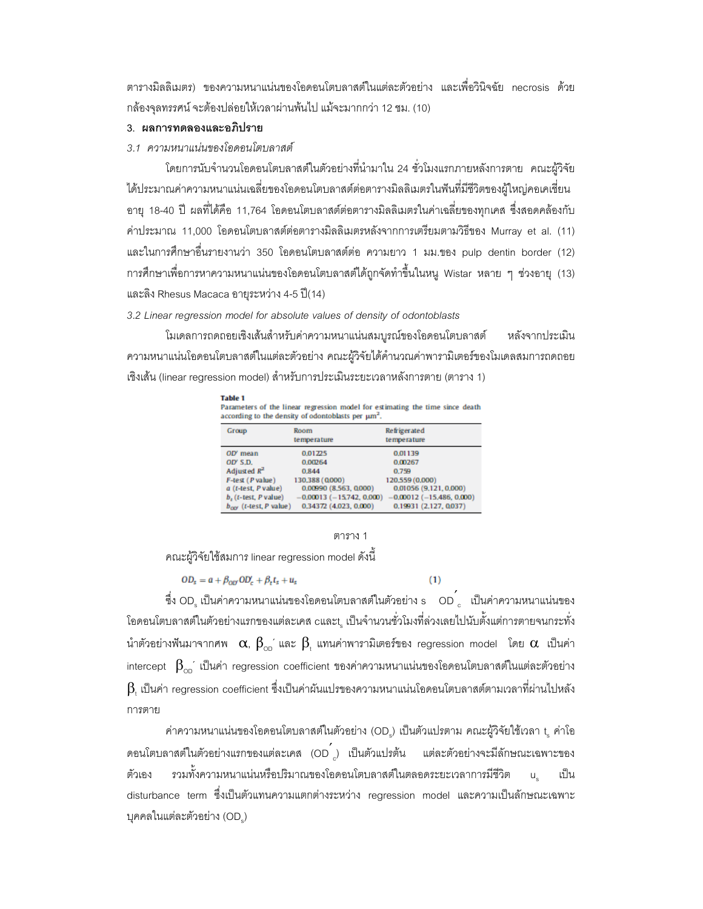ตารางมิลลิเมตร) ของความหนาแน่นของโอดอนโตบลาสต์ในแต่ละตัวอย่าง และเพื่อวินิจฉัย necrosis ด้วยกล้องจุลทรรศน์ จะต้องปล่อยให้เวลาผ่านพ้นไป แม้จะมากกว่า 12 ชม. (10)

## 3. ผลการทดลองและอภิปราย

### *3.1 ความหนาแน่นของโอดอนโตบลาสต์*

โดยการนับจำนวนโอดอนโตบลาสต์ในตัวอย่างที่นำมาใน 24 ชั่วโมงแรกภายหลังการตาย คณะผู้วิจัยได้ประมาณค่าความหนาแน่นเฉลี่ยของโอดอนโตบลาสต์ต่อตารางมิลลิเมตรในฟันที่มีชีวิตของผู้ใหญ่คอเคเชี่ยน อายุ 18-40 ปี ผลที่ได้คือ 11,764 โอดอนโตบลาสต์ต่อตารางมิลลิเมตรในค่าเฉลี่ยของทุกเคส ซึ่งสอดคล้องกับค่าประมาณ 11,000 โอดอนโตบลาสต์ต่อตารางมิลลิเมตรหลังจากการเตรียมตามวิธีของ Murray et al. (11) และในการศึกษาอื่นรายงานว่า 350 โอดอนโตบลาสต์ต่อ ความยาว 1 มม.ของ pulp dentin border (12) การศึกษาเพื่อการหาความหนาแน่นของโอดอนโตบลาสต์ได้ถูกจัดทำขึ้นในหนู Wistar หลาย ๆ ช่วงอายุ (13) และลิง Rhesus Macaca อายุระหว่าง 4-5 ปี(14)

### *3.2 Linear regression model for absolute values of density of odontoblasts*

โมเดลการถดถอยเชิงเส้นสำหรับค่าความหนาแน่นสมบูรณ์ของโอดอนโตบลาสต์ หลังจากประเมินความหนาแน่นโอดอนโตบลาสต์ในแต่ละตัวอย่าง คณะผู้วิจัยได้คำนวณค่าพารามิเตอร์ของโมเดลสมการถดถอยเชิงเส้น (linear regression model) สำหรับการประเมินระยะเวลาหลังการตาย (ตาราง 1)

**Table 1**
Parameters of the linear regression model for estimating the time since death according to the density of odontoblasts per $\mu m^2$.

| Group | Room temperature | Refrigerated temperature |
|---|---|---|
| $OD'$ mean | 0.01225 | 0.01139 |
| $OD'$ S.D. | 0.00264 | 0.00267 |
| Adjusted $R^2$ | 0.844 | 0.759 |
| $F$-test ($P$ value) | 130.388 (0.000) | 120.559 (0.000) |
| $a$ ($t$-test, $P$ value) | 0.00990 (8.563, 0.000) | 0.01056 (9.121, 0.000) |
| $b_t$ ($t$-test, $P$ value) | −0.00013 (−15.742, 0.000) | −0.00012 (−15.486, 0.000) |
| $b_{OD'}$ ($t$-test, $P$ value) | 0.34372 (4.023, 0.000) | 0.19931 (2.127, 0.037) |

ตาราง 1

คณะผู้วิจัยใช้สมการ linear regression model ดังนี้

$$OD_s = a + \beta_{OD'} OD'_c + \beta_t t_s + u_s \qquad (1)$$

ซึ่ง $OD_s$ เป็นค่าความหนาแน่นของโอดอนโตบลาสต์ในตัวอย่าง s $OD'_c$ เป็นค่าความหนาแน่นของโอดอนโตบลาสต์ในตัวอย่างแรกของแต่ละเคส c และ $t_s$ เป็นจำนวนชั่วโมงที่ล่วงเลยไปนับตั้งแต่การตายจนกระทั่งนำตัวอย่างฟันมาจากศพ $\alpha$, $\beta_{OD}'$ และ $\beta_t$ แทนค่าพารามิเตอร์ของ regression model โดย $\alpha$ เป็นค่า intercept $\beta_{OD}'$ เป็นค่า regression coefficient ของค่าความหนาแน่นของโอดอนโตบลาสต์ในแต่ละตัวอย่าง $\beta_t$ เป็นค่า regression coefficient ซึ่งเป็นค่าผันแปรของความหนาแน่นโอดอนโตบลาสต์ตามเวลาที่ผ่านไปหลังการตาย

ค่าความหนาแน่นของโอดอนโตบลาสต์ในตัวอย่าง ($OD_s$) เป็นตัวแปรตาม คณะผู้วิจัยใช้เวลา $t_s$ ค่าโอดอนโตบลาสต์ในตัวอย่างแรกของแต่ละเคส ($OD'_c$) เป็นตัวแปรต้น แต่ละตัวอย่างจะมีลักษณะเฉพาะของตัวเอง รวมทั้งความหนาแน่นหรือปริมาณของโอดอนโตบลาสต์ในตลอดระยะเวลาการมีชีวิต $u_s$ เป็น disturbance term ซึ่งเป็นตัวแทนความแตกต่างระหว่าง regression model และความเป็นลักษณะเฉพาะบุคคลในแต่ละตัวอย่าง ($OD_s$)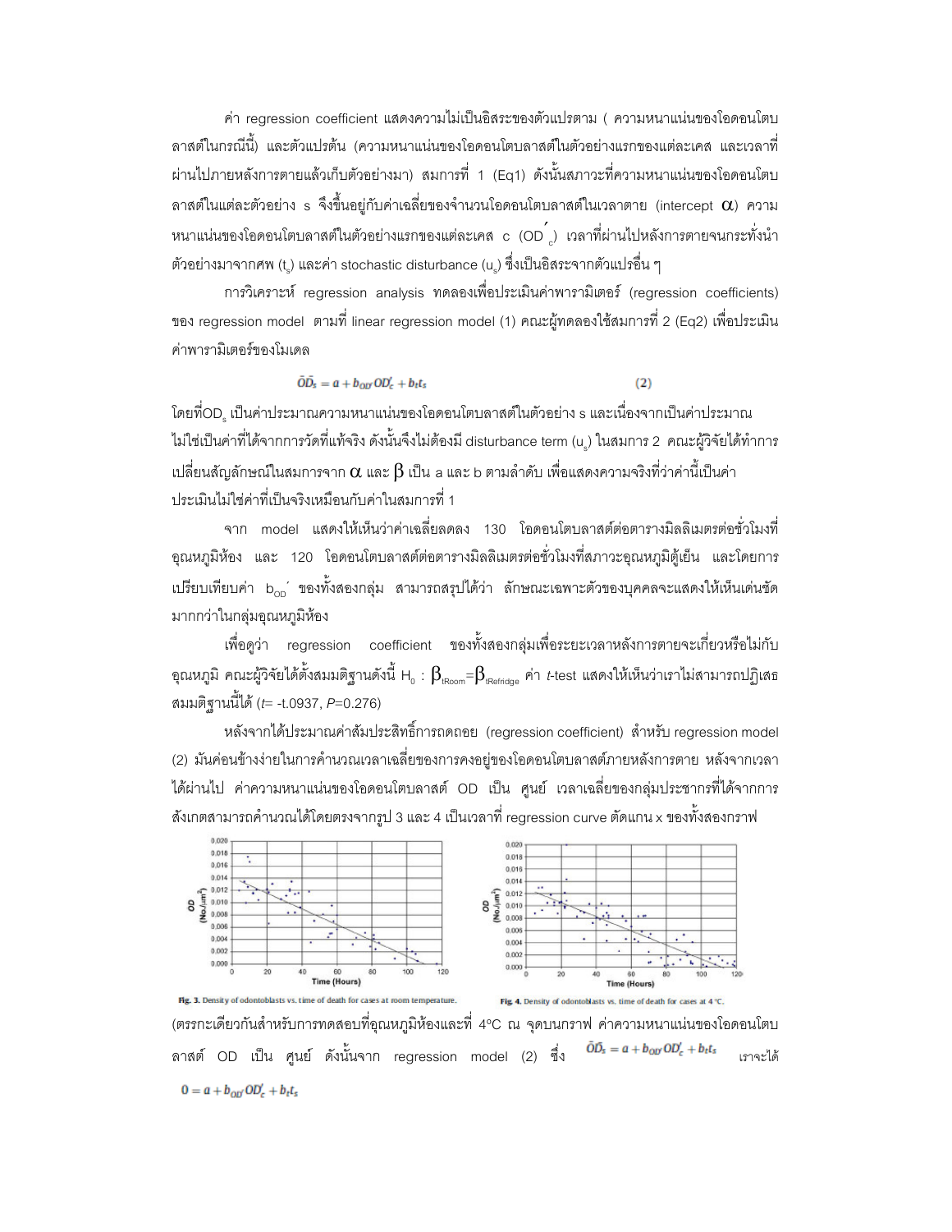ค่า regression coefficient แสดงความไม่เป็นอิสระของตัวแปรตาม ( ความหนาแน่นของโอดอนโตบลาสต์ในกรณีนี้) และตัวแปรต้น (ความหนาแน่นของโอดอนโตบลาสต์ในตัวอย่างแรกของแต่ละเคส และเวลาที่ผ่านไปภายหลังการตายแล้วเก็บตัวอย่างมา) สมการที่ 1 (Eq1) ดังนั้นสภาวะที่ความหนาแน่นของโอดอนโตบลาสต์ในแต่ละตัวอย่าง s จึงขึ้นอยู่กับค่าเฉลี่ยของจำนวนโอดอนโตบลาสต์ในเวลาตาย (intercept $\alpha$) ความหนาแน่นของโอดอนโตบลาสต์ในตัวอย่างแรกของแต่ละเคส c ($OD'_c$) เวลาที่ผ่านไปหลังการตายจนกระทั่งนำตัวอย่างมาจากศพ ($t_s$) และค่า stochastic disturbance ($u_s$) ซึ่งเป็นอิสระจากตัวแปรอื่น ๆ

การวิเคราะห์ regression analysis ทดลองเพื่อประเมินค่าพารามิเตอร์ (regression coefficients) ของ regression model ตามที่ linear regression model (1) คณะผู้ทดลองใช้สมการที่ 2 (Eq2) เพื่อประเมินค่าพารามิเตอร์ของโมเดล

$$\bar{OD}_s = a + b_{OD'}OD'_c + b_t t_s \qquad (2)$$

โดยที่$OD_s$ เป็นค่าประมาณความหนาแน่นของโอดอนโตบลาสต์ในตัวอย่าง s และเนื่องจากเป็นค่าประมาณไม่ใช่เป็นค่าที่ได้จากการวัดที่แท้จริง ดังนั้นจึงไม่ต้องมี disturbance term ($u_s$) ในสมการ 2 คณะผู้วิจัยได้ทำการเปลี่ยนสัญลักษณ์ในสมการจาก $\alpha$ และ $\beta$ เป็น a และ b ตามลำดับ เพื่อแสดงความจริงที่ว่าค่านี้เป็นค่าประเมินไม่ใช่ค่าที่เป็นจริงเหมือนกับค่าในสมการที่ 1

จาก model แสดงให้เห็นว่าค่าเฉลี่ยลดลง 130 โอดอนโตบลาสต์ต่อตารางมิลลิเมตรต่อชั่วโมงที่อุณหภูมิห้อง และ 120 โอดอนโตบลาสต์ต่อตารางมิลลิเมตรต่อชั่วโมงที่สภาวะอุณหภูมิตู้เย็น และโดยการเปรียบเทียบค่า $b_{OD}'$ ของทั้งสองกลุ่ม สามารถสรุปได้ว่า ลักษณะเฉพาะตัวของบุคคลจะแสดงให้เห็นเด่นชัดมากกว่าในกลุ่มอุณหภูมิห้อง

เพื่อดูว่า regression coefficient ของทั้งสองกลุ่มเพื่อระยะเวลาหลังการตายจะเกี่ยวหรือไม่กับอุณหภูมิ คณะผู้วิจัยได้ตั้งสมมติฐานดังนี้ $H_0$ : $\beta_{tRoom}=\beta_{tRefridge}$ ค่า *t*-test แสดงให้เห็นว่าเราไม่สามารถปฏิเสธสมมติฐานนี้ได้ (*t*= -t.0937, *P*=0.276)

หลังจากได้ประมาณค่าสัมประสิทธิ์การถดถอย (regression coefficient) สำหรับ regression model (2) มันค่อนข้างง่ายในการคำนวณเวลาเฉลี่ยของการคงอยู่ของโอดอนโตบลาสต์ภายหลังการตาย หลังจากเวลาได้ผ่านไป ค่าความหนาแน่นของโอดอนโตบลาสต์ OD เป็น ศูนย์ เวลาเฉลี่ยของกลุ่มประชากรที่ได้จากการสังเกตสามารถคำนวณได้โดยตรงจากรูป 3 และ 4 เป็นเวลาที่ regression curve ตัดแกน x ของทั้งสองกราฟ

**Fig. 3.** Density of odontoblasts vs. time of death for cases at room temperature.

**Fig. 4.** Density of odontoblasts vs. time of death for cases at 4 °C.

(ตรรกะเดียวกันสำหรับการทดสอบที่อุณหภูมิห้องและที่ 4°C ณ จุดบนกราฟ ค่าความหนาแน่นของโอดอนโตบลาสต์ OD เป็น ศูนย์ ดังนั้นจาก regression model (2) ซึ่ง $\bar{OD}_s = a + b_{OD'}OD'_c + b_t t_s$ เราจะได้

$$0 = a + b_{OD'}OD'_c + b_t t_s$$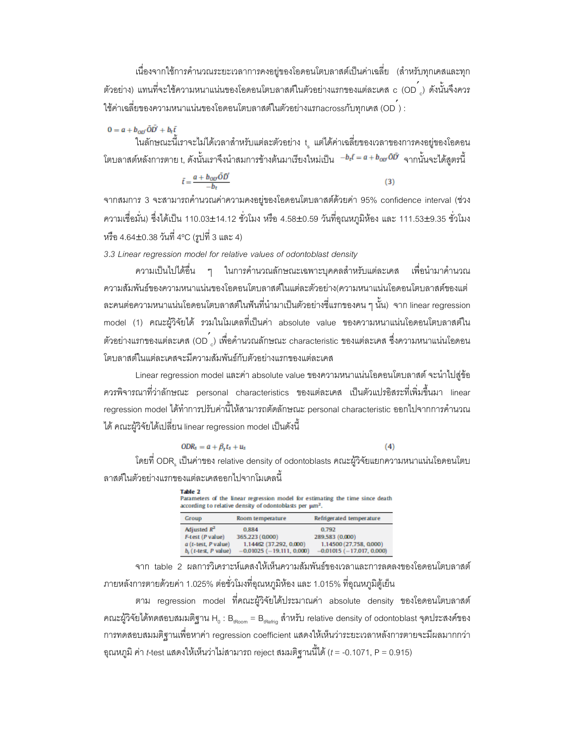เนื่องจากใช้การคำนวณระยะเวลาการคงอยู่ของโอดอนโตบลาสต์เป็นค่าเฉลี่ย (สำหรับทุกเคสและทุกตัวอย่าง) แทนที่จะใช้ความหนาแน่นของโอดอนโตบลาสต์ในตัวอย่างแรกของแต่ละเคส c ($OD'_c$) ดังนั้นจึงควรใช้ค่าเฉลี่ยของความหนาแน่นของโอดอนโตบลาสต์ในตัวอย่างแรกacrossกับทุกเคส ($OD'$) :

$$0 = a + b_{OD'}\bar{O}\bar{D}' + b_t\bar{t}$$

ในลักษณะนี้เราจะไม่ได้เวลาสำหรับแต่ละตัวอย่าง $t_s$ แต่ได้ค่าเฉลี่ยของเวลาของการคงอยู่ของโอดอนโตบลาสต์หลังการตาย t, ดังนั้นเราจึงนำสมการข้างต้นมาเรียงใหม่เป็น $-b_t\bar{t} = a + b_{OD'}\bar{O}\bar{D}'$ จากนั้นจะได้สูตรนี้

$$\bar{t} = \frac{a + b_{OD'}\bar{O}\bar{D}'}{-b_t} \qquad (3)$$

จากสมการ 3 จะสามารถคำนวณค่าความคงอยู่ของโอดอนโตบลาสต์ด้วยค่า 95% confidence interval (ช่วงความเชื่อมั่น) ซึ่งได้เป็น 110.03±14.12 ชั่วโมง หรือ 4.58±0.59 วันที่อุณหภูมิห้อง และ 111.53±9.35 ชั่วโมง หรือ 4.64±0.38 วันที่ 4ºC (รูปที่ 3 และ 4)

*3.3 Linear regression model for relative values of odontoblast density*

ความเป็นไปได้อื่น ๆ ในการคำนวณลักษณะเฉพาะบุคคลสำหรับแต่ละเคส เพื่อนำมาคำนวณความสัมพันธ์ของความหนาแน่นของโอดอนโตบลาสต์ในแต่ละตัวอย่าง(ความหนาแน่นโอดอนโตบลาสต์ของแต่ละคนต่อความหนาแน่นโอดอนโตบลาสต์ในฟันที่นำมาเป็นตัวอย่างซี่แรกของคน ๆ นั้น) จาก linear regression model (1) คณะผู้วิจัยได้ รวมในโมเดลที่เป็นค่า absolute value ของความหนาแน่นโอดอนโตบลาสต์ในตัวอย่างแรกของแต่ละเคส ($OD'_c$) เพื่อคำนวณลักษณะ characteristic ของแต่ละเคส ซึ่งความหนาแน่นโอดอนโตบลาสต์ในแต่ละเคสจะมีความสัมพันธ์กับตัวอย่างแรกของแต่ละเคส

Linear regression model และค่า absolute value ของความหนาแน่นโอดอนโตบลาสต์ จะนำไปสู่ข้อควรพิจารณาที่ว่าลักษณะ personal characteristics ของแต่ละเคส เป็นตัวแปรอิสระที่เพิ่มขึ้นมา linear regression model ได้ทำการปรับค่านี้ให้สามารถตัดลักษณะ personal characteristic ออกไปจากการคำนวณได้ คณะผู้วิจัยได้เปลี่ยน linear regression model เป็นดังนี้

$$ODR_s = a + \beta_t t_s + u_s \qquad (4)$$

โดยที่ $ODR_s$ เป็นค่าของ relative density of odontoblasts คณะผู้วิจัยแยกความหนาแน่นโอดอนโตบลาสต์ในตัวอย่างแรกของแต่ละเคสออกไปจากโมเดลนี้

**Table 2**
Parameters of the linear regression model for estimating the time since death according to relative density of odontoblasts per μm².

| Group | Room temperature | Refrigerated temperature |
|---|---|---|
| Adjusted $R^2$ | 0.884 | 0.792 |
| *F*-test (*P* value) | 365.223 (0.000) | 289.583 (0.000) |
| *a* (*t*-test, *P* value) | 1.14462 (37.292, 0.000) | 1.14500 (27.758, 0.000) |
| $b_t$ (*t*-test, *P* value) | −0.01025 (−19.111, 0.000) | −0.01015 (−17.017, 0.000) |

จาก table 2 ผลการวิเคราะห์แสดงให้เห็นความสัมพันธ์ของเวลาและการลดลงของโอดอนโตบลาสต์ภายหลังการตายด้วยค่า 1.025% ต่อชั่วโมงที่อุณหภูมิห้อง และ 1.015% ที่อุณหภูมิตู้เย็น

ตาม regression model ที่คณะผู้วิจัยได้ประมาณค่า absolute density ของโอดอนโตบลาสต์ คณะผู้วิจัยได้ทดสอบสมมติฐาน $H_0$ : $B_{tRoom} = B_{tRefrig}$ สำหรับ relative density of odontoblast จุดประสงค์ของการทดสอบสมมติฐานเพื่อหาค่า regression coefficient แสดงให้เห็นว่าระยะเวลาหลังการตายจะมีผลมากกว่าอุณหภูมิ ค่า *t*-test แสดงให้เห็นว่าไม่สามารถ reject สมมติฐานนี้ได้ ($t$ = -0.1071, P = 0.915)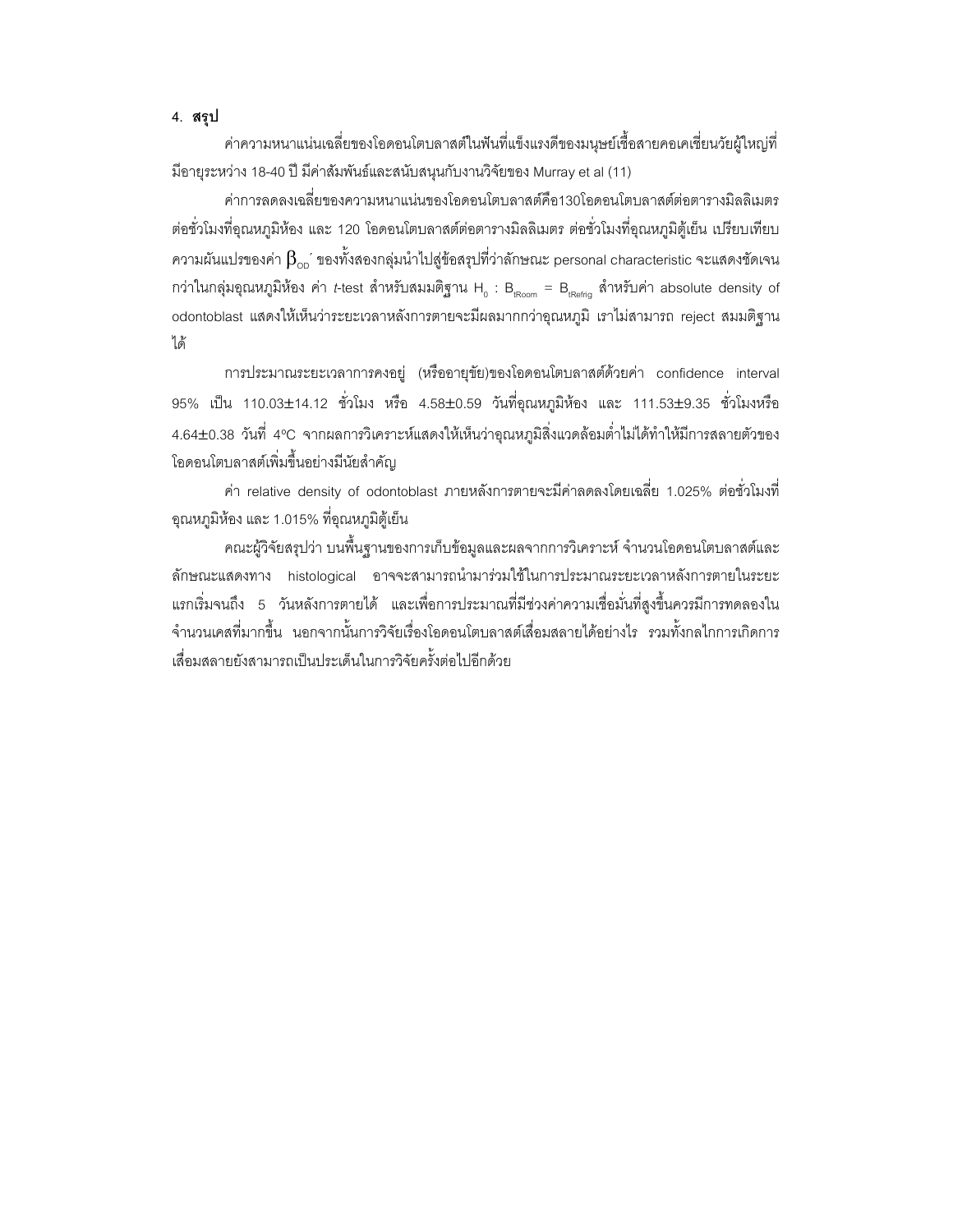## 4. **สรุป**

ค่าความหนาแน่นเฉลี่ยของโอดอนโตบลาสต์ในฟันที่แข็งแรงดีของมนุษย์เชื้อสายคอเคเซี่ยนวัยผู้ใหญ่ที่มีอายุระหว่าง 18-40 ปี มีค่าสัมพันธ์และสนับสนุนกับงานวิจัยของ Murray et al (11)

ค่าการลดลงเฉลี่ยของความหนาแน่นของโอดอนโตบลาสต์คือ130โอดอนโตบลาสต์ต่อตารางมิลลิเมตรต่อชั่วโมงที่อุณหภูมิห้อง และ 120 โอดอนโตบลาสต์ต่อตารางมิลลิเมตร ต่อชั่วโมงที่อุณหภูมิตู้เย็น เปรียบเทียบความผันแปรของค่า $\beta_{OD}'$ ของทั้งสองกลุ่มนำไปสู่ข้อสรุปที่ว่าลักษณะ personal characteristic จะแสดงชัดเจนกว่าในกลุ่มอุณหภูมิห้อง ค่า *t*-test สำหรับสมมติฐาน $H_0$ : $B_{tRoom} = B_{tRefrig}$ สำหรับค่า absolute density of odontoblast แสดงให้เห็นว่าระยะเวลาหลังการตายจะมีผลมากกว่าอุณหภูมิ เราไม่สามารถ reject สมมติฐานได้

การประมาณระยะเวลาการคงอยู่ (หรืออายุขัย)ของโอดอนโตบลาสต์ด้วยค่า confidence interval 95% เป็น 110.03±14.12 ชั่วโมง หรือ 4.58±0.59 วันที่อุณหภูมิห้อง และ 111.53±9.35 ชั่วโมงหรือ 4.64±0.38 วันที่ 4ºC จากผลการวิเคราะห์แสดงให้เห็นว่าอุณหภูมิสิ่งแวดล้อมต่ำไม่ได้ทำให้มีการสลายตัวของโอดอนโตบลาสต์เพิ่มขึ้นอย่างมีนัยสำคัญ

ค่า relative density of odontoblast ภายหลังการตายจะมีค่าลดลงโดยเฉลี่ย 1.025% ต่อชั่วโมงที่อุณหภูมิห้อง และ 1.015% ที่อุณหภูมิตู้เย็น

คณะผู้วิจัยสรุปว่า บนพื้นฐานของการเก็บข้อมูลและผลจากการวิเคราะห์ จำนวนโอดอนโตบลาสต์และลักษณะแสดงทาง histological อาจจะสามารถนำมาร่วมใช้ในการประมาณระยะเวลาหลังการตายในระยะแรกเริ่มจนถึง 5 วันหลังการตายได้ และเพื่อการประมาณที่มีช่วงค่าความเชื่อมั่นที่สูงขึ้นควรมีการทดลองในจำนวนเคสที่มากขึ้น นอกจากนั้นการวิจัยเรื่องโอดอนโตบลาสต์เสื่อมสลายได้อย่างไร รวมทั้งกลไกการเกิดการเสื่อมสลายยังสามารถเป็นประเด็นในการวิจัยครั้งต่อไปอีกด้วย